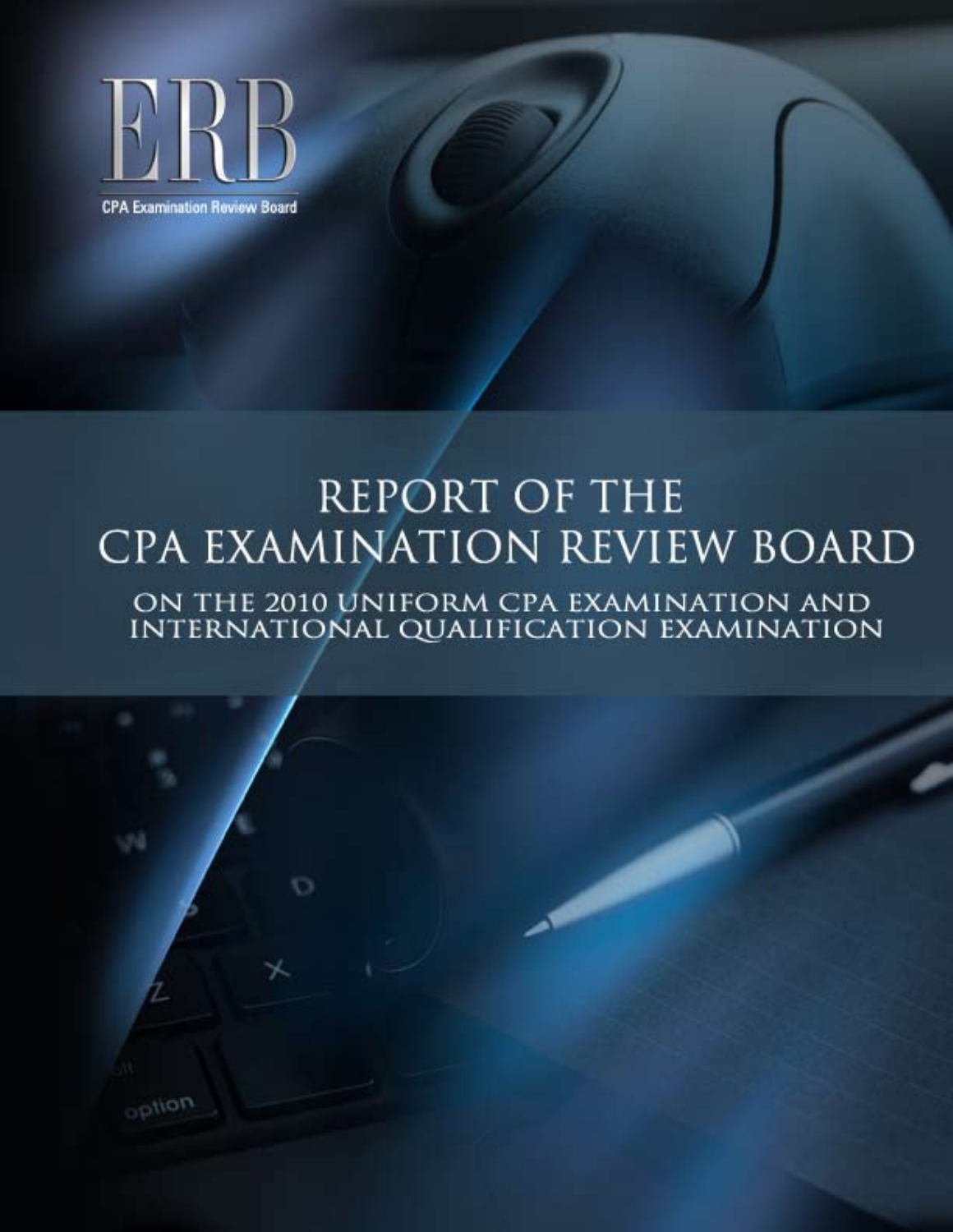# ERB

CPA Examination Review Board

# REPORT OF THE CPA EXAMINATION REVIEW BOARD

## ON THE 2010 UNIFORM CPA EXAMINATION AND INTERNATIONAL QUALIFICATION EXAMINATION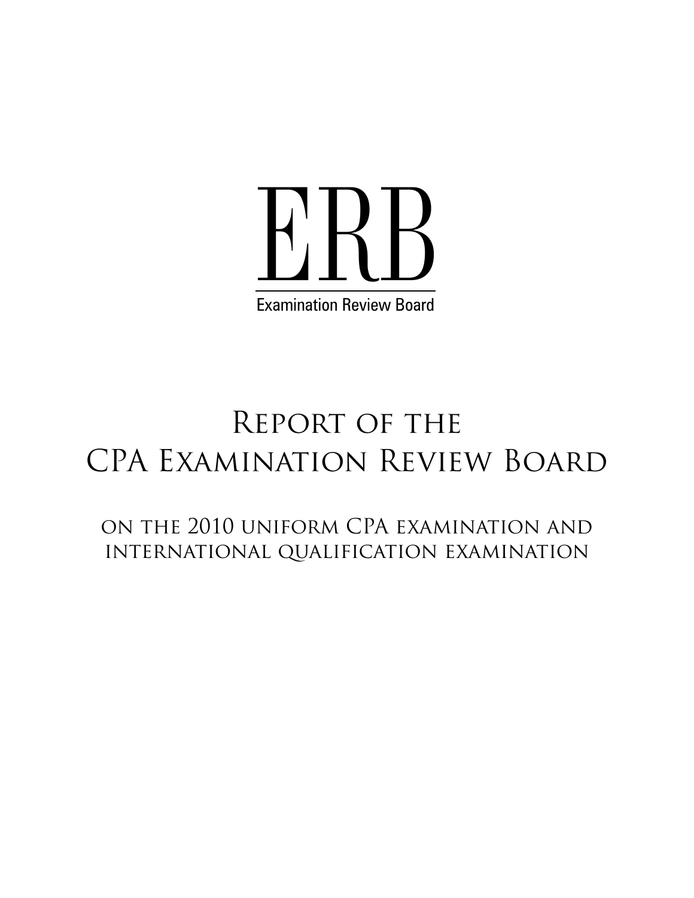# ERB

Examination Review Board

# Report of the CPA Examination Review Board

## on the 2010 uniform CPA examination and international qualification examination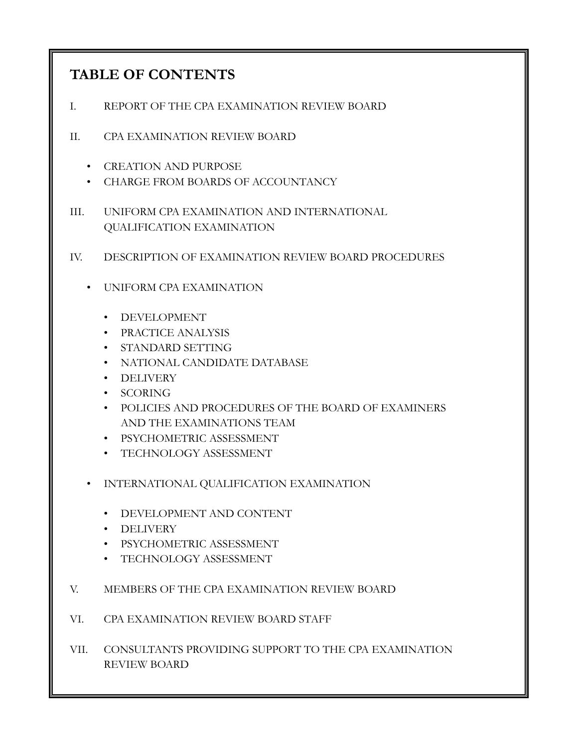## TABLE OF CONTENTS

I. REPORT OF THE CPA EXAMINATION REVIEW BOARD

II. CPA EXAMINATION REVIEW BOARD

- CREATION AND PURPOSE
- CHARGE FROM BOARDS OF ACCOUNTANCY

III. UNIFORM CPA EXAMINATION AND INTERNATIONAL QUALIFICATION EXAMINATION

IV. DESCRIPTION OF EXAMINATION REVIEW BOARD PROCEDURES

- UNIFORM CPA EXAMINATION
  - DEVELOPMENT
  - PRACTICE ANALYSIS
  - STANDARD SETTING
  - NATIONAL CANDIDATE DATABASE
  - DELIVERY
  - SCORING
  - POLICIES AND PROCEDURES OF THE BOARD OF EXAMINERS AND THE EXAMINATIONS TEAM
  - PSYCHOMETRIC ASSESSMENT
  - TECHNOLOGY ASSESSMENT
- INTERNATIONAL QUALIFICATION EXAMINATION
  - DEVELOPMENT AND CONTENT
  - DELIVERY
  - PSYCHOMETRIC ASSESSMENT
  - TECHNOLOGY ASSESSMENT

V. MEMBERS OF THE CPA EXAMINATION REVIEW BOARD

VI. CPA EXAMINATION REVIEW BOARD STAFF

VII. CONSULTANTS PROVIDING SUPPORT TO THE CPA EXAMINATION REVIEW BOARD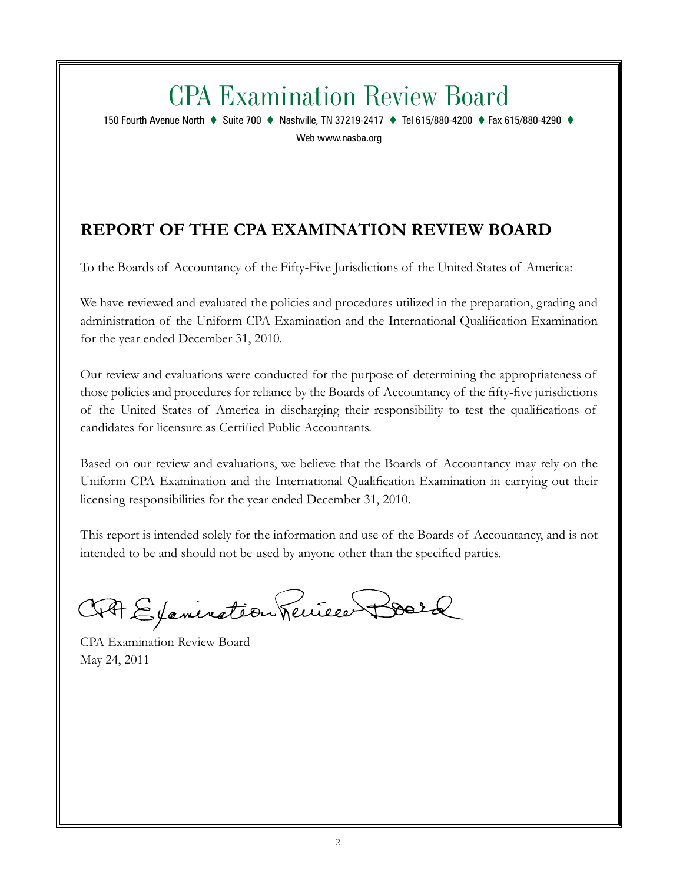# CPA Examination Review Board

150 Fourth Avenue North ♦ Suite 700 ♦ Nashville, TN 37219-2417 ♦ Tel 615/880-4200 ♦ Fax 615/880-4290 ♦

Web www.nasba.org

## REPORT OF THE CPA EXAMINATION REVIEW BOARD

To the Boards of Accountancy of the Fifty-Five Jurisdictions of the United States of America:

We have reviewed and evaluated the policies and procedures utilized in the preparation, grading and administration of the Uniform CPA Examination and the International Qualification Examination for the year ended December 31, 2010.

Our review and evaluations were conducted for the purpose of determining the appropriateness of those policies and procedures for reliance by the Boards of Accountancy of the fifty-five jurisdictions of the United States of America in discharging their responsibility to test the qualifications of candidates for licensure as Certified Public Accountants.

Based on our review and evaluations, we believe that the Boards of Accountancy may rely on the Uniform CPA Examination and the International Qualification Examination in carrying out their licensing responsibilities for the year ended December 31, 2010.

This report is intended solely for the information and use of the Boards of Accountancy, and is not intended to be and should not be used by anyone other than the specified parties.

CPA Examination Review Board

CPA Examination Review Board
May 24, 2011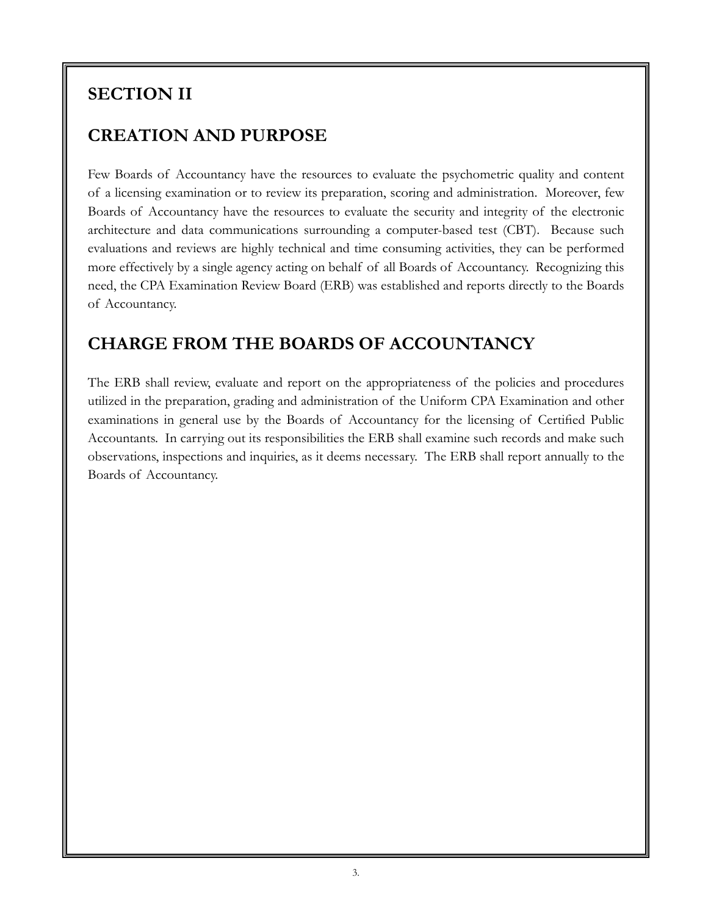# SECTION II

## CREATION AND PURPOSE

Few Boards of Accountancy have the resources to evaluate the psychometric quality and content of a licensing examination or to review its preparation, scoring and administration. Moreover, few Boards of Accountancy have the resources to evaluate the security and integrity of the electronic architecture and data communications surrounding a computer-based test (CBT). Because such evaluations and reviews are highly technical and time consuming activities, they can be performed more effectively by a single agency acting on behalf of all Boards of Accountancy. Recognizing this need, the CPA Examination Review Board (ERB) was established and reports directly to the Boards of Accountancy.

## CHARGE FROM THE BOARDS OF ACCOUNTANCY

The ERB shall review, evaluate and report on the appropriateness of the policies and procedures utilized in the preparation, grading and administration of the Uniform CPA Examination and other examinations in general use by the Boards of Accountancy for the licensing of Certified Public Accountants. In carrying out its responsibilities the ERB shall examine such records and make such observations, inspections and inquiries, as it deems necessary. The ERB shall report annually to the Boards of Accountancy.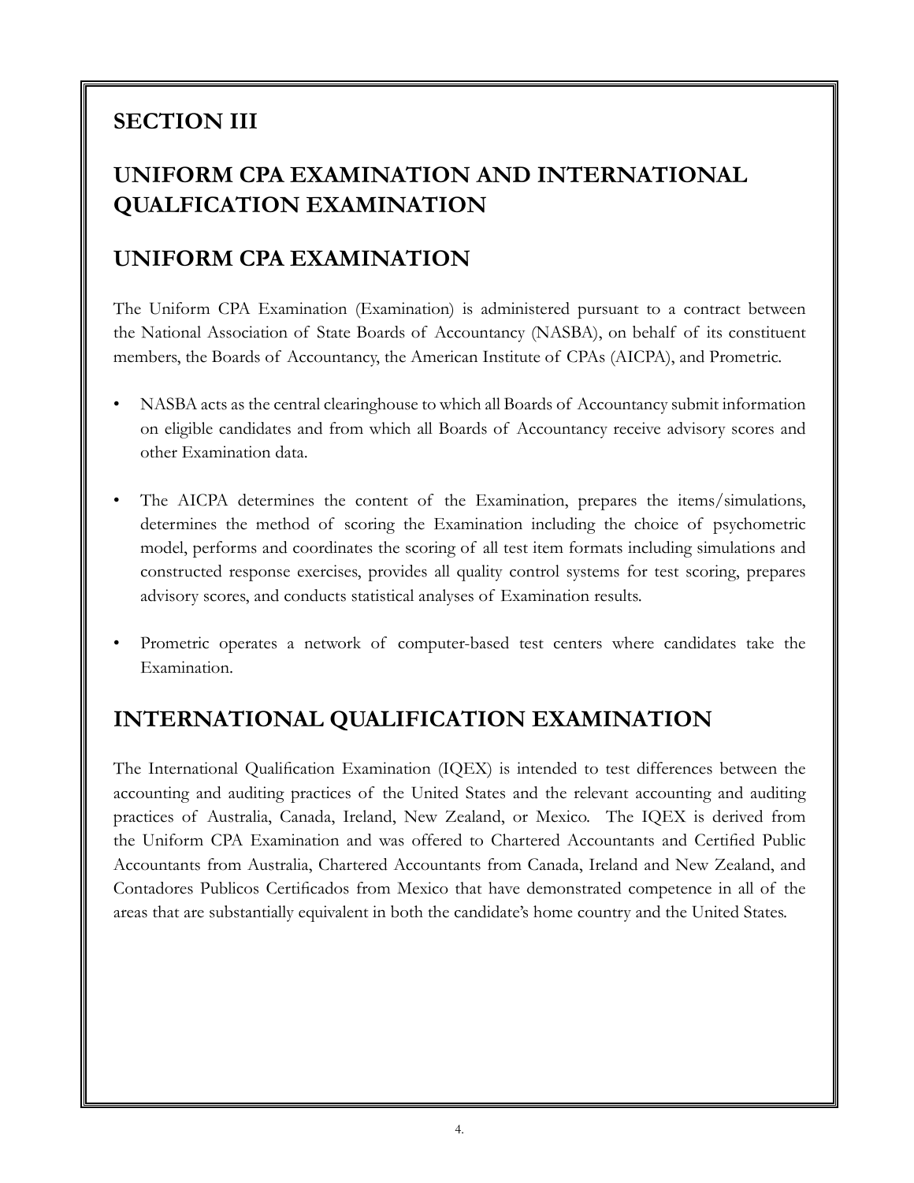## SECTION III

## UNIFORM CPA EXAMINATION AND INTERNATIONAL QUALFICATION EXAMINATION

## UNIFORM CPA EXAMINATION

The Uniform CPA Examination (Examination) is administered pursuant to a contract between the National Association of State Boards of Accountancy (NASBA), on behalf of its constituent members, the Boards of Accountancy, the American Institute of CPAs (AICPA), and Prometric.

- NASBA acts as the central clearinghouse to which all Boards of Accountancy submit information on eligible candidates and from which all Boards of Accountancy receive advisory scores and other Examination data.
- The AICPA determines the content of the Examination, prepares the items/simulations, determines the method of scoring the Examination including the choice of psychometric model, performs and coordinates the scoring of all test item formats including simulations and constructed response exercises, provides all quality control systems for test scoring, prepares advisory scores, and conducts statistical analyses of Examination results.
- Prometric operates a network of computer-based test centers where candidates take the Examination.

## INTERNATIONAL QUALIFICATION EXAMINATION

The International Qualification Examination (IQEX) is intended to test differences between the accounting and auditing practices of the United States and the relevant accounting and auditing practices of Australia, Canada, Ireland, New Zealand, or Mexico. The IQEX is derived from the Uniform CPA Examination and was offered to Chartered Accountants and Certified Public Accountants from Australia, Chartered Accountants from Canada, Ireland and New Zealand, and Contadores Publicos Certificados from Mexico that have demonstrated competence in all of the areas that are substantially equivalent in both the candidate's home country and the United States.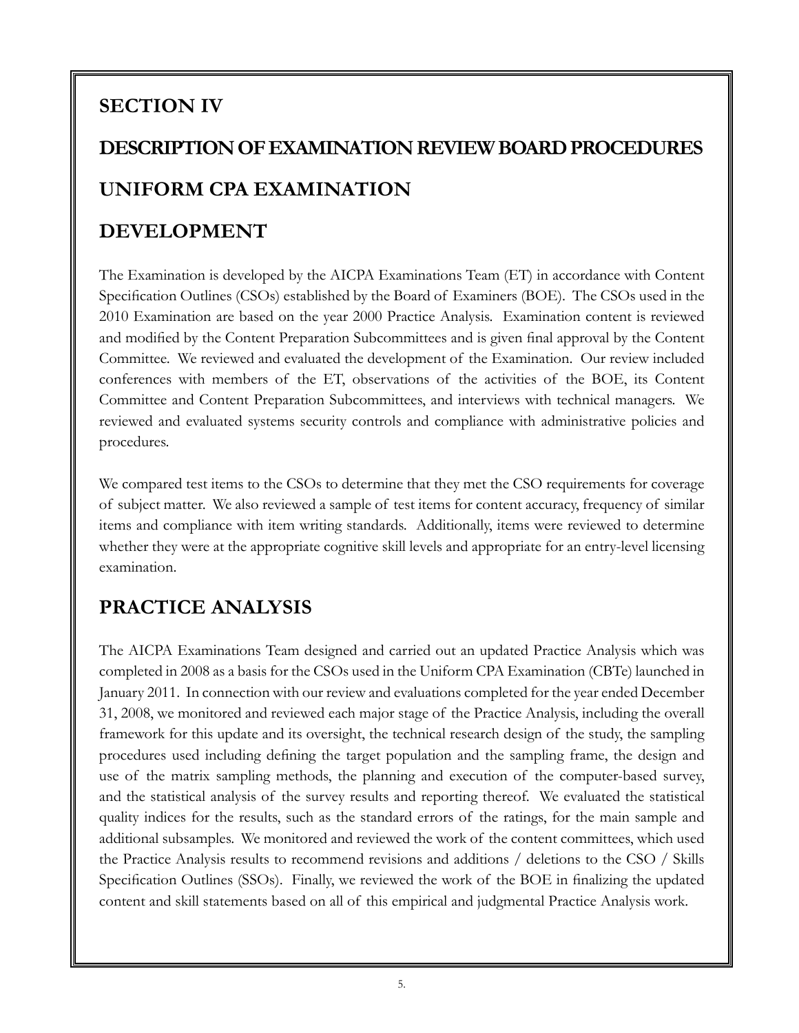## SECTION IV

## DESCRIPTION OF EXAMINATION REVIEW BOARD PROCEDURES

## UNIFORM CPA EXAMINATION

## DEVELOPMENT

The Examination is developed by the AICPA Examinations Team (ET) in accordance with Content Specification Outlines (CSOs) established by the Board of Examiners (BOE). The CSOs used in the 2010 Examination are based on the year 2000 Practice Analysis. Examination content is reviewed and modified by the Content Preparation Subcommittees and is given final approval by the Content Committee. We reviewed and evaluated the development of the Examination. Our review included conferences with members of the ET, observations of the activities of the BOE, its Content Committee and Content Preparation Subcommittees, and interviews with technical managers. We reviewed and evaluated systems security controls and compliance with administrative policies and procedures.

We compared test items to the CSOs to determine that they met the CSO requirements for coverage of subject matter. We also reviewed a sample of test items for content accuracy, frequency of similar items and compliance with item writing standards. Additionally, items were reviewed to determine whether they were at the appropriate cognitive skill levels and appropriate for an entry-level licensing examination.

## PRACTICE ANALYSIS

The AICPA Examinations Team designed and carried out an updated Practice Analysis which was completed in 2008 as a basis for the CSOs used in the Uniform CPA Examination (CBTe) launched in January 2011. In connection with our review and evaluations completed for the year ended December 31, 2008, we monitored and reviewed each major stage of the Practice Analysis, including the overall framework for this update and its oversight, the technical research design of the study, the sampling procedures used including defining the target population and the sampling frame, the design and use of the matrix sampling methods, the planning and execution of the computer-based survey, and the statistical analysis of the survey results and reporting thereof. We evaluated the statistical quality indices for the results, such as the standard errors of the ratings, for the main sample and additional subsamples. We monitored and reviewed the work of the content committees, which used the Practice Analysis results to recommend revisions and additions / deletions to the CSO / Skills Specification Outlines (SSOs). Finally, we reviewed the work of the BOE in finalizing the updated content and skill statements based on all of this empirical and judgmental Practice Analysis work.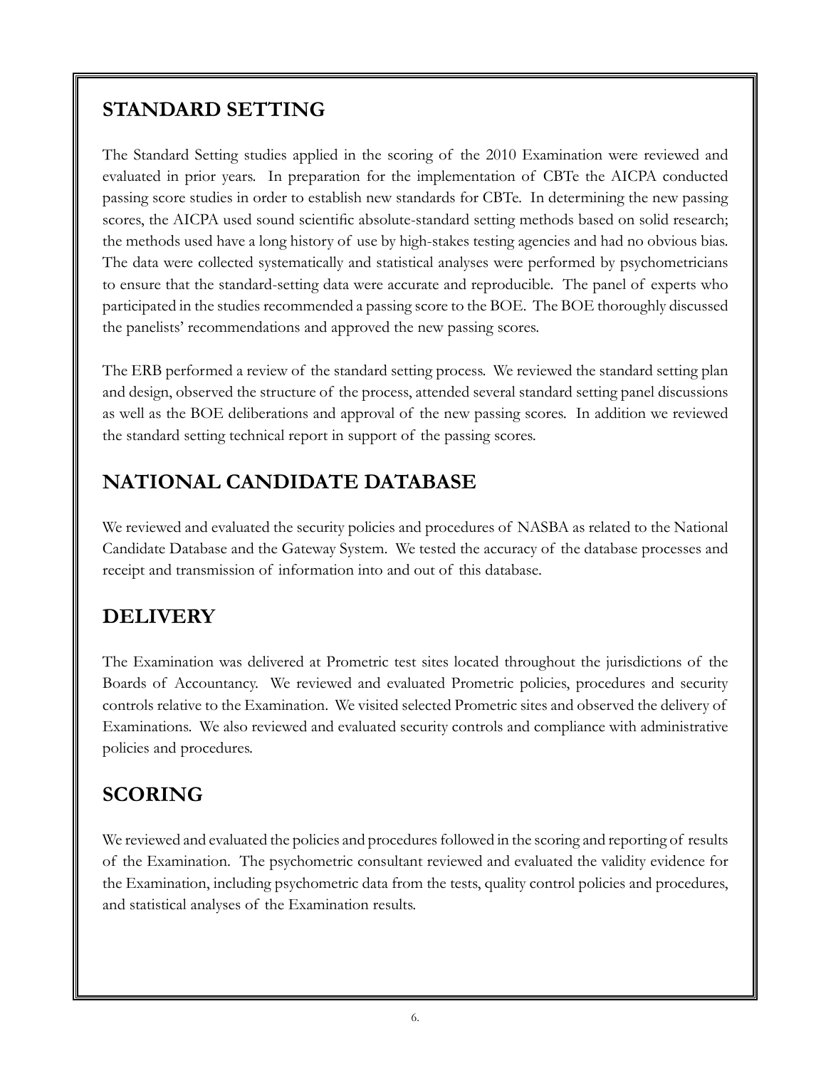## STANDARD SETTING

The Standard Setting studies applied in the scoring of the 2010 Examination were reviewed and evaluated in prior years. In preparation for the implementation of CBTe the AICPA conducted passing score studies in order to establish new standards for CBTe. In determining the new passing scores, the AICPA used sound scientific absolute-standard setting methods based on solid research; the methods used have a long history of use by high-stakes testing agencies and had no obvious bias. The data were collected systematically and statistical analyses were performed by psychometricians to ensure that the standard-setting data were accurate and reproducible. The panel of experts who participated in the studies recommended a passing score to the BOE. The BOE thoroughly discussed the panelists' recommendations and approved the new passing scores.

The ERB performed a review of the standard setting process. We reviewed the standard setting plan and design, observed the structure of the process, attended several standard setting panel discussions as well as the BOE deliberations and approval of the new passing scores. In addition we reviewed the standard setting technical report in support of the passing scores.

## NATIONAL CANDIDATE DATABASE

We reviewed and evaluated the security policies and procedures of NASBA as related to the National Candidate Database and the Gateway System. We tested the accuracy of the database processes and receipt and transmission of information into and out of this database.

## DELIVERY

The Examination was delivered at Prometric test sites located throughout the jurisdictions of the Boards of Accountancy. We reviewed and evaluated Prometric policies, procedures and security controls relative to the Examination. We visited selected Prometric sites and observed the delivery of Examinations. We also reviewed and evaluated security controls and compliance with administrative policies and procedures.

## SCORING

We reviewed and evaluated the policies and procedures followed in the scoring and reporting of results of the Examination. The psychometric consultant reviewed and evaluated the validity evidence for the Examination, including psychometric data from the tests, quality control policies and procedures, and statistical analyses of the Examination results.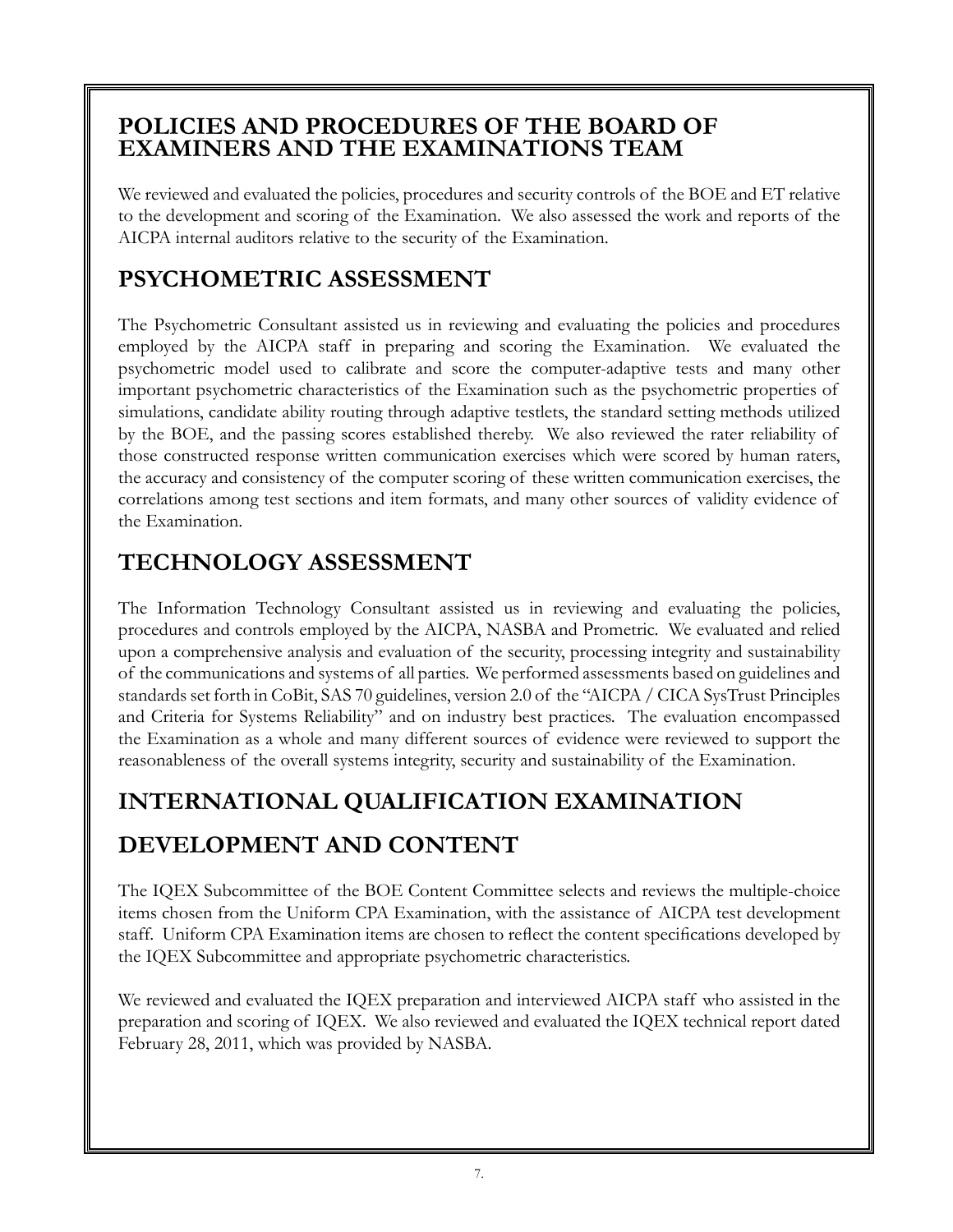## POLICIES AND PROCEDURES OF THE BOARD OF EXAMINERS AND THE EXAMINATIONS TEAM

We reviewed and evaluated the policies, procedures and security controls of the BOE and ET relative to the development and scoring of the Examination. We also assessed the work and reports of the AICPA internal auditors relative to the security of the Examination.

## PSYCHOMETRIC ASSESSMENT

The Psychometric Consultant assisted us in reviewing and evaluating the policies and procedures employed by the AICPA staff in preparing and scoring the Examination. We evaluated the psychometric model used to calibrate and score the computer-adaptive tests and many other important psychometric characteristics of the Examination such as the psychometric properties of simulations, candidate ability routing through adaptive testlets, the standard setting methods utilized by the BOE, and the passing scores established thereby. We also reviewed the rater reliability of those constructed response written communication exercises which were scored by human raters, the accuracy and consistency of the computer scoring of these written communication exercises, the correlations among test sections and item formats, and many other sources of validity evidence of the Examination.

## TECHNOLOGY ASSESSMENT

The Information Technology Consultant assisted us in reviewing and evaluating the policies, procedures and controls employed by the AICPA, NASBA and Prometric. We evaluated and relied upon a comprehensive analysis and evaluation of the security, processing integrity and sustainability of the communications and systems of all parties. We performed assessments based on guidelines and standards set forth in CoBit, SAS 70 guidelines, version 2.0 of the "AICPA / CICA SysTrust Principles and Criteria for Systems Reliability" and on industry best practices. The evaluation encompassed the Examination as a whole and many different sources of evidence were reviewed to support the reasonableness of the overall systems integrity, security and sustainability of the Examination.

## INTERNATIONAL QUALIFICATION EXAMINATION

## DEVELOPMENT AND CONTENT

The IQEX Subcommittee of the BOE Content Committee selects and reviews the multiple-choice items chosen from the Uniform CPA Examination, with the assistance of AICPA test development staff. Uniform CPA Examination items are chosen to reflect the content specifications developed by the IQEX Subcommittee and appropriate psychometric characteristics.

We reviewed and evaluated the IQEX preparation and interviewed AICPA staff who assisted in the preparation and scoring of IQEX. We also reviewed and evaluated the IQEX technical report dated February 28, 2011, which was provided by NASBA.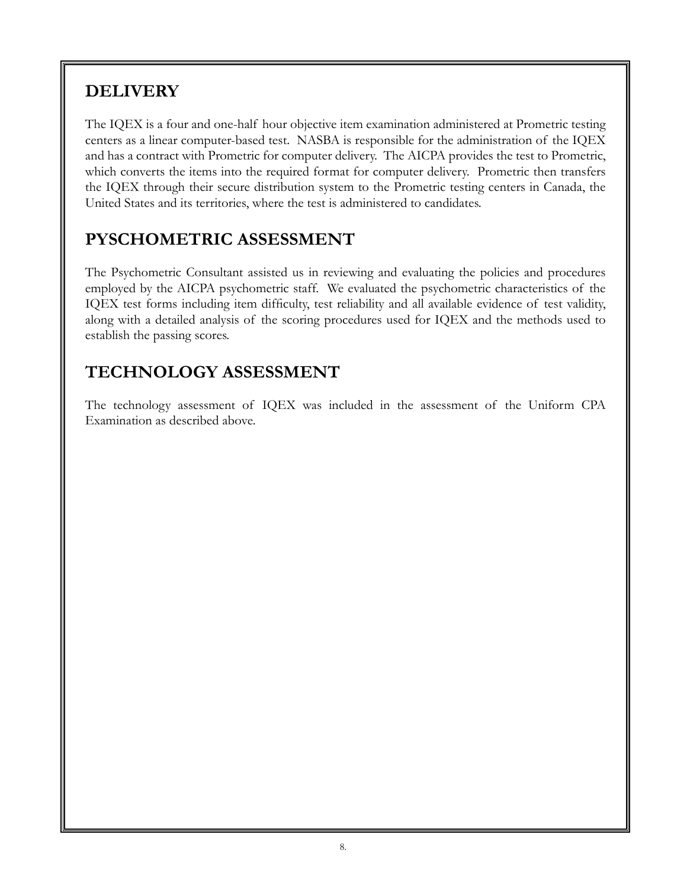## DELIVERY

The IQEX is a four and one-half hour objective item examination administered at Prometric testing centers as a linear computer-based test. NASBA is responsible for the administration of the IQEX and has a contract with Prometric for computer delivery. The AICPA provides the test to Prometric, which converts the items into the required format for computer delivery. Prometric then transfers the IQEX through their secure distribution system to the Prometric testing centers in Canada, the United States and its territories, where the test is administered to candidates.

## PYSCHOMETRIC ASSESSMENT

The Psychometric Consultant assisted us in reviewing and evaluating the policies and procedures employed by the AICPA psychometric staff. We evaluated the psychometric characteristics of the IQEX test forms including item difficulty, test reliability and all available evidence of test validity, along with a detailed analysis of the scoring procedures used for IQEX and the methods used to establish the passing scores.

## TECHNOLOGY ASSESSMENT

The technology assessment of IQEX was included in the assessment of the Uniform CPA Examination as described above.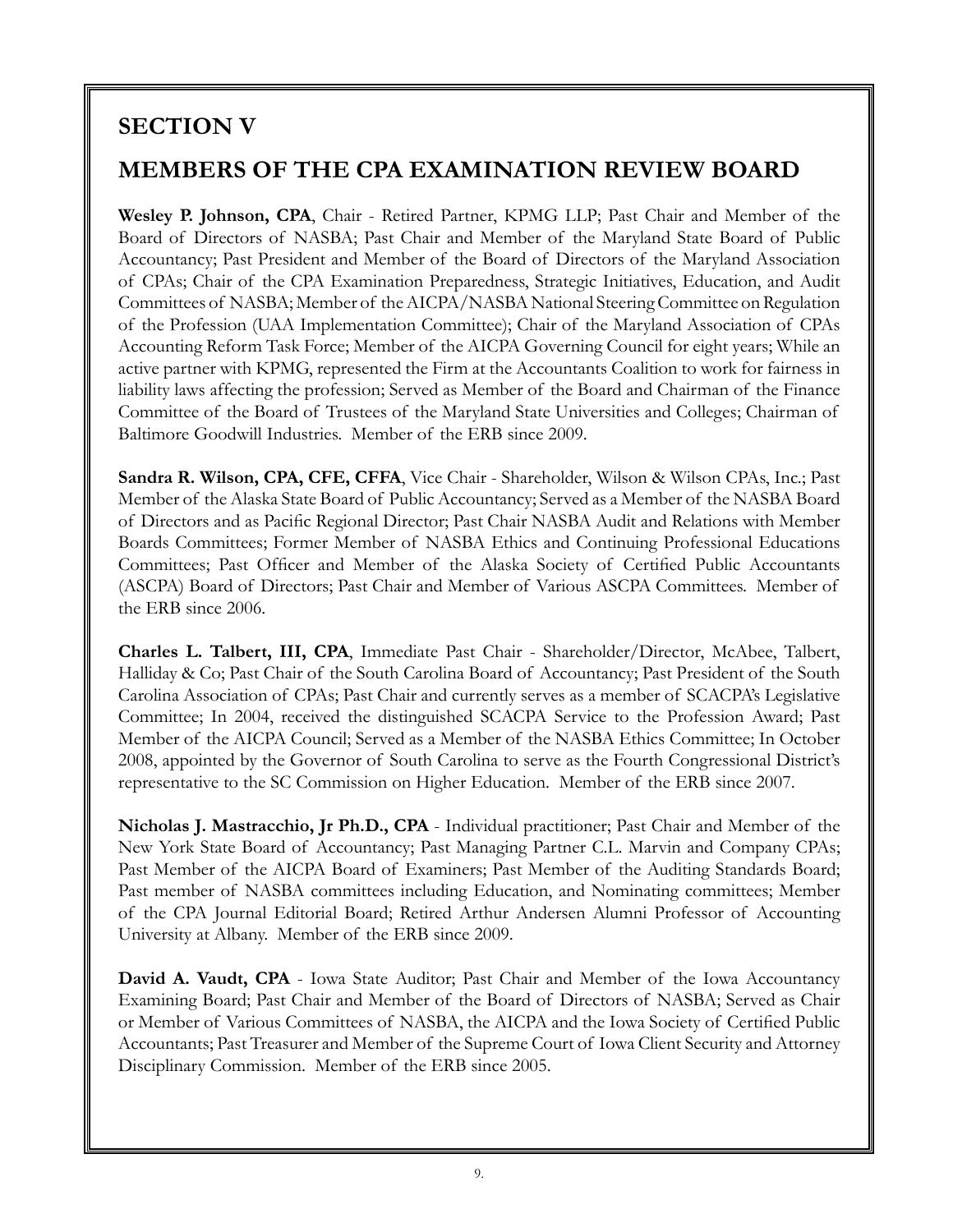## SECTION V

## MEMBERS OF THE CPA EXAMINATION REVIEW BOARD

**Wesley P. Johnson, CPA**, Chair - Retired Partner, KPMG LLP; Past Chair and Member of the Board of Directors of NASBA; Past Chair and Member of the Maryland State Board of Public Accountancy; Past President and Member of the Board of Directors of the Maryland Association of CPAs; Chair of the CPA Examination Preparedness, Strategic Initiatives, Education, and Audit Committees of NASBA; Member of the AICPA/NASBA National Steering Committee on Regulation of the Profession (UAA Implementation Committee); Chair of the Maryland Association of CPAs Accounting Reform Task Force; Member of the AICPA Governing Council for eight years; While an active partner with KPMG, represented the Firm at the Accountants Coalition to work for fairness in liability laws affecting the profession; Served as Member of the Board and Chairman of the Finance Committee of the Board of Trustees of the Maryland State Universities and Colleges; Chairman of Baltimore Goodwill Industries. Member of the ERB since 2009.

**Sandra R. Wilson, CPA, CFE, CFFA**, Vice Chair - Shareholder, Wilson & Wilson CPAs, Inc.; Past Member of the Alaska State Board of Public Accountancy; Served as a Member of the NASBA Board of Directors and as Pacific Regional Director; Past Chair NASBA Audit and Relations with Member Boards Committees; Former Member of NASBA Ethics and Continuing Professional Educations Committees; Past Officer and Member of the Alaska Society of Certified Public Accountants (ASCPA) Board of Directors; Past Chair and Member of Various ASCPA Committees. Member of the ERB since 2006.

**Charles L. Talbert, III, CPA**, Immediate Past Chair - Shareholder/Director, McAbee, Talbert, Halliday & Co; Past Chair of the South Carolina Board of Accountancy; Past President of the South Carolina Association of CPAs; Past Chair and currently serves as a member of SCACPA's Legislative Committee; In 2004, received the distinguished SCACPA Service to the Profession Award; Past Member of the AICPA Council; Served as a Member of the NASBA Ethics Committee; In October 2008, appointed by the Governor of South Carolina to serve as the Fourth Congressional District's representative to the SC Commission on Higher Education. Member of the ERB since 2007.

**Nicholas J. Mastracchio, Jr Ph.D., CPA** - Individual practitioner; Past Chair and Member of the New York State Board of Accountancy; Past Managing Partner C.L. Marvin and Company CPAs; Past Member of the AICPA Board of Examiners; Past Member of the Auditing Standards Board; Past member of NASBA committees including Education, and Nominating committees; Member of the CPA Journal Editorial Board; Retired Arthur Andersen Alumni Professor of Accounting University at Albany. Member of the ERB since 2009.

**David A. Vaudt, CPA** - Iowa State Auditor; Past Chair and Member of the Iowa Accountancy Examining Board; Past Chair and Member of the Board of Directors of NASBA; Served as Chair or Member of Various Committees of NASBA, the AICPA and the Iowa Society of Certified Public Accountants; Past Treasurer and Member of the Supreme Court of Iowa Client Security and Attorney Disciplinary Commission. Member of the ERB since 2005.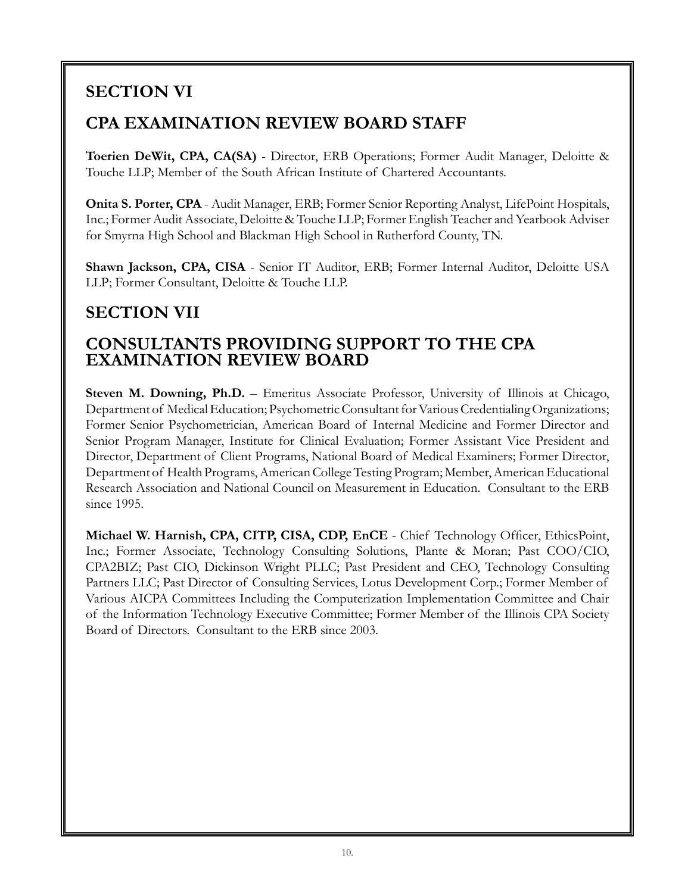## SECTION VI

## CPA EXAMINATION REVIEW BOARD STAFF

**Toerien DeWit, CPA, CA(SA)** - Director, ERB Operations; Former Audit Manager, Deloitte & Touche LLP; Member of the South African Institute of Chartered Accountants.

**Onita S. Porter, CPA** - Audit Manager, ERB; Former Senior Reporting Analyst, LifePoint Hospitals, Inc.; Former Audit Associate, Deloitte & Touche LLP; Former English Teacher and Yearbook Adviser for Smyrna High School and Blackman High School in Rutherford County, TN.

**Shawn Jackson, CPA, CISA** - Senior IT Auditor, ERB; Former Internal Auditor, Deloitte USA LLP; Former Consultant, Deloitte & Touche LLP.

## SECTION VII

## CONSULTANTS PROVIDING SUPPORT TO THE CPA EXAMINATION REVIEW BOARD

**Steven M. Downing, Ph.D.** – Emeritus Associate Professor, University of Illinois at Chicago, Department of Medical Education; Psychometric Consultant for Various Credentialing Organizations; Former Senior Psychometrician, American Board of Internal Medicine and Former Director and Senior Program Manager, Institute for Clinical Evaluation; Former Assistant Vice President and Director, Department of Client Programs, National Board of Medical Examiners; Former Director, Department of Health Programs, American College Testing Program; Member, American Educational Research Association and National Council on Measurement in Education. Consultant to the ERB since 1995.

**Michael W. Harnish, CPA, CITP, CISA, CDP, EnCE** - Chief Technology Officer, EthicsPoint, Inc.; Former Associate, Technology Consulting Solutions, Plante & Moran; Past COO/CIO, CPA2BIZ; Past CIO, Dickinson Wright PLLC; Past President and CEO, Technology Consulting Partners LLC; Past Director of Consulting Services, Lotus Development Corp.; Former Member of Various AICPA Committees Including the Computerization Implementation Committee and Chair of the Information Technology Executive Committee; Former Member of the Illinois CPA Society Board of Directors. Consultant to the ERB since 2003.